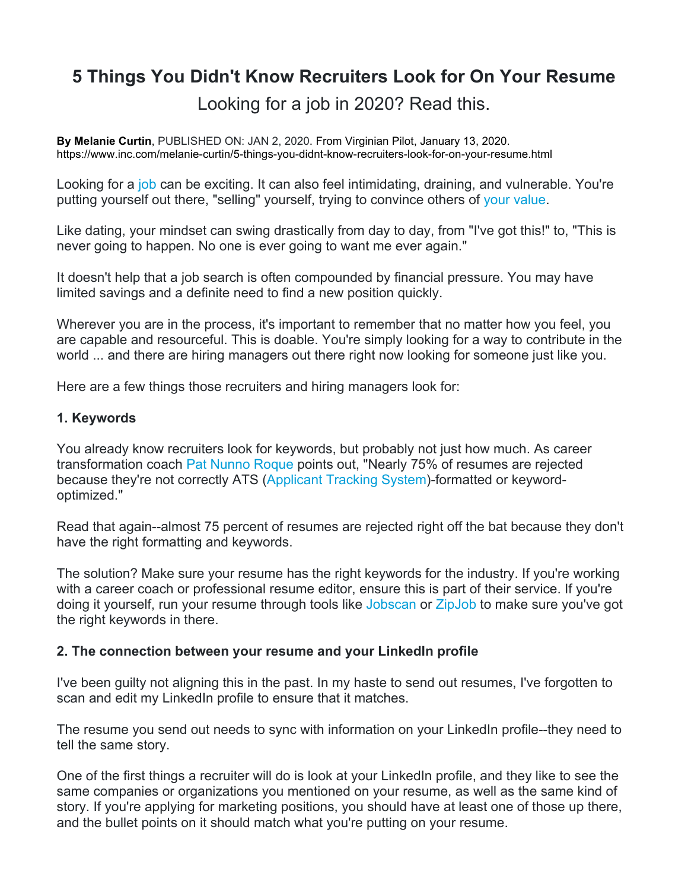# 5 Things You Didn't Know Recruiters Look for On Your Resume

Looking for a job in 2020? Read this.

**By Melanie Curtin**, PUBLISHED ON: JAN 2, 2020. From Virginian Pilot, January 13, 2020. https://www.inc.com/melanie-curtin/5-things-you-didnt-know-recruiters-look-for-on-your-resume.html

Looking for a job can be exciting. It can also feel intimidating, draining, and vulnerable. You're putting yourself out there, "selling" yourself, trying to convince others of your value.

Like dating, your mindset can swing drastically from day to day, from "I've got this!" to, "This is never going to happen. No one is ever going to want me ever again."

It doesn't help that a job search is often compounded by financial pressure. You may have limited savings and a definite need to find a new position quickly.

Wherever you are in the process, it's important to remember that no matter how you feel, you are capable and resourceful. This is doable. You're simply looking for a way to contribute in the world ... and there are hiring managers out there right now looking for someone just like you.

Here are a few things those recruiters and hiring managers look for:

### 1. Keywords

You already know recruiters look for keywords, but probably not just how much. As career transformation coach Pat Nunno Roque points out, "Nearly 75% of resumes are rejected because they're not correctly ATS (Applicant Tracking System)-formatted or keyword-optimized."

Read that again--almost 75 percent of resumes are rejected right off the bat because they don't have the right formatting and keywords.

The solution? Make sure your resume has the right keywords for the industry. If you're working with a career coach or professional resume editor, ensure this is part of their service. If you're doing it yourself, run your resume through tools like Jobscan or ZipJob to make sure you've got the right keywords in there.

### 2. The connection between your resume and your LinkedIn profile

I've been guilty not aligning this in the past. In my haste to send out resumes, I've forgotten to scan and edit my LinkedIn profile to ensure that it matches.

The resume you send out needs to sync with information on your LinkedIn profile--they need to tell the same story.

One of the first things a recruiter will do is look at your LinkedIn profile, and they like to see the same companies or organizations you mentioned on your resume, as well as the same kind of story. If you're applying for marketing positions, you should have at least one of those up there, and the bullet points on it should match what you're putting on your resume.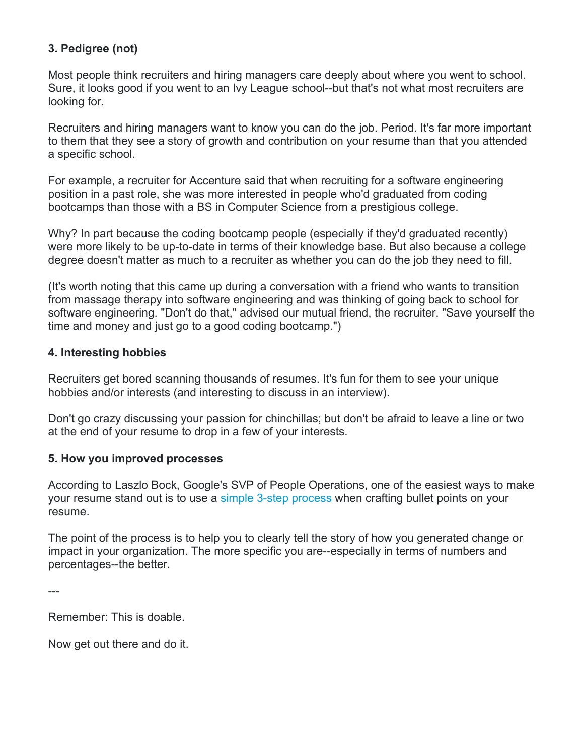**3. Pedigree (not)**

Most people think recruiters and hiring managers care deeply about where you went to school. Sure, it looks good if you went to an Ivy League school--but that's not what most recruiters are looking for.

Recruiters and hiring managers want to know you can do the job. Period. It's far more important to them that they see a story of growth and contribution on your resume than that you attended a specific school.

For example, a recruiter for Accenture said that when recruiting for a software engineering position in a past role, she was more interested in people who'd graduated from coding bootcamps than those with a BS in Computer Science from a prestigious college.

Why? In part because the coding bootcamp people (especially if they'd graduated recently) were more likely to be up-to-date in terms of their knowledge base. But also because a college degree doesn't matter as much to a recruiter as whether you can do the job they need to fill.

(It's worth noting that this came up during a conversation with a friend who wants to transition from massage therapy into software engineering and was thinking of going back to school for software engineering. "Don't do that," advised our mutual friend, the recruiter. "Save yourself the time and money and just go to a good coding bootcamp.")

**4. Interesting hobbies**

Recruiters get bored scanning thousands of resumes. It's fun for them to see your unique hobbies and/or interests (and interesting to discuss in an interview).

Don't go crazy discussing your passion for chinchillas; but don't be afraid to leave a line or two at the end of your resume to drop in a few of your interests.

**5. How you improved processes**

According to Laszlo Bock, Google's SVP of People Operations, one of the easiest ways to make your resume stand out is to use a simple 3-step process when crafting bullet points on your resume.

The point of the process is to help you to clearly tell the story of how you generated change or impact in your organization. The more specific you are--especially in terms of numbers and percentages--the better.

---

Remember: This is doable.

Now get out there and do it.